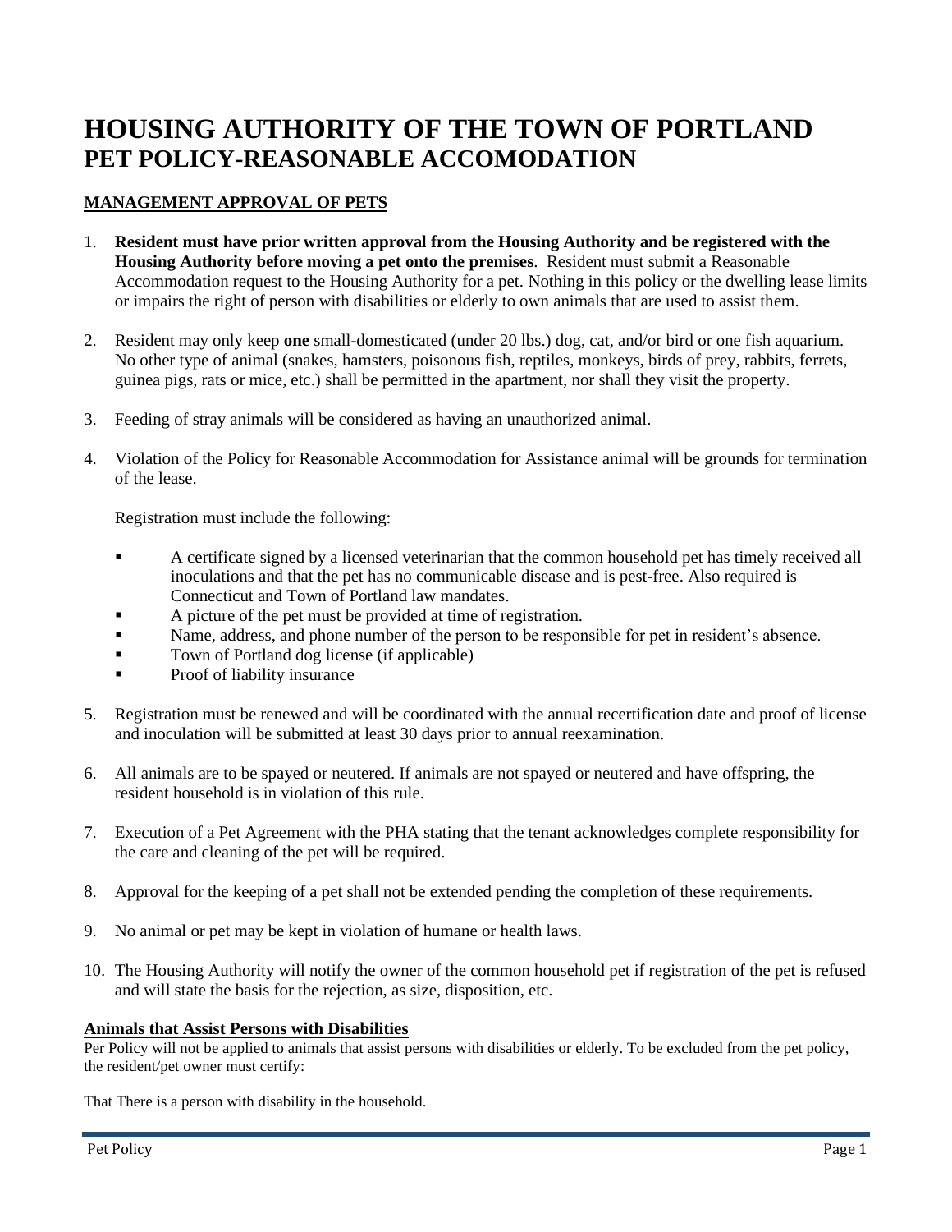# HOUSING AUTHORITY OF THE TOWN OF PORTLAND
## PET POLICY-REASONABLE ACCOMODATION

### MANAGEMENT APPROVAL OF PETS

1. **Resident must have prior written approval from the Housing Authority and be registered with the Housing Authority before moving a pet onto the premises**. Resident must submit a Reasonable Accommodation request to the Housing Authority for a pet. Nothing in this policy or the dwelling lease limits or impairs the right of person with disabilities or elderly to own animals that are used to assist them.

2. Resident may only keep **one** small-domesticated (under 20 lbs.) dog, cat, and/or bird or one fish aquarium. No other type of animal (snakes, hamsters, poisonous fish, reptiles, monkeys, birds of prey, rabbits, ferrets, guinea pigs, rats or mice, etc.) shall be permitted in the apartment, nor shall they visit the property.

3. Feeding of stray animals will be considered as having an unauthorized animal.

4. Violation of the Policy for Reasonable Accommodation for Assistance animal will be grounds for termination of the lease.

   Registration must include the following:

   - A certificate signed by a licensed veterinarian that the common household pet has timely received all inoculations and that the pet has no communicable disease and is pest-free. Also required is Connecticut and Town of Portland law mandates.
   - A picture of the pet must be provided at time of registration.
   - Name, address, and phone number of the person to be responsible for pet in resident's absence.
   - Town of Portland dog license (if applicable)
   - Proof of liability insurance

5. Registration must be renewed and will be coordinated with the annual recertification date and proof of license and inoculation will be submitted at least 30 days prior to annual reexamination.

6. All animals are to be spayed or neutered. If animals are not spayed or neutered and have offspring, the resident household is in violation of this rule.

7. Execution of a Pet Agreement with the PHA stating that the tenant acknowledges complete responsibility for the care and cleaning of the pet will be required.

8. Approval for the keeping of a pet shall not be extended pending the completion of these requirements.

9. No animal or pet may be kept in violation of humane or health laws.

10. The Housing Authority will notify the owner of the common household pet if registration of the pet is refused and will state the basis for the rejection, as size, disposition, etc.

**Animals that Assist Persons with Disabilities**

Per Policy will not be applied to animals that assist persons with disabilities or elderly. To be excluded from the pet policy, the resident/pet owner must certify:

That There is a person with disability in the household.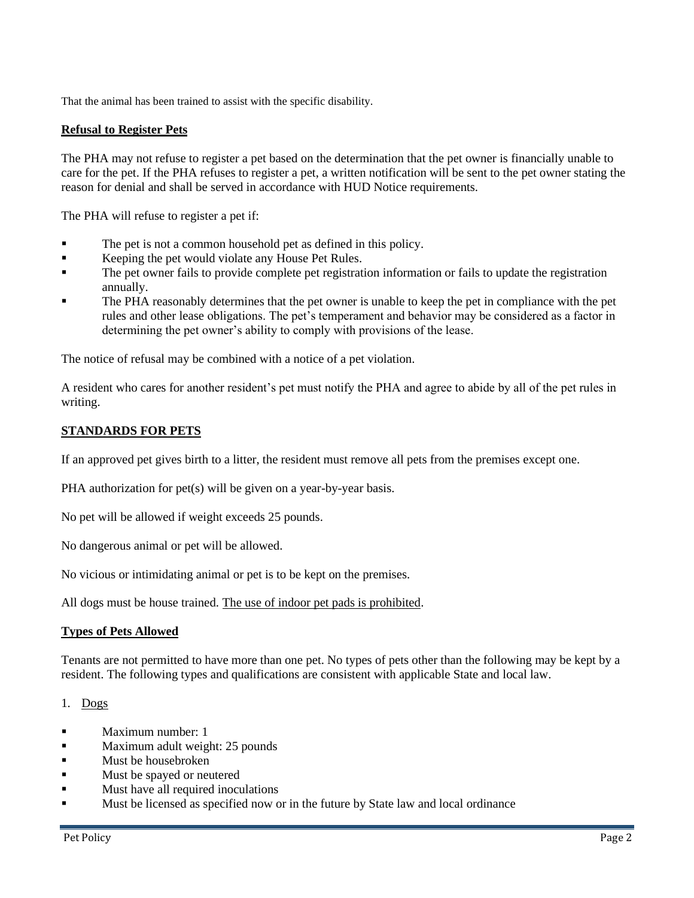That the animal has been trained to assist with the specific disability.

**Refusal to Register Pets**

The PHA may not refuse to register a pet based on the determination that the pet owner is financially unable to care for the pet. If the PHA refuses to register a pet, a written notification will be sent to the pet owner stating the reason for denial and shall be served in accordance with HUD Notice requirements.

The PHA will refuse to register a pet if:

- The pet is not a common household pet as defined in this policy.
- Keeping the pet would violate any House Pet Rules.
- The pet owner fails to provide complete pet registration information or fails to update the registration annually.
- The PHA reasonably determines that the pet owner is unable to keep the pet in compliance with the pet rules and other lease obligations. The pet's temperament and behavior may be considered as a factor in determining the pet owner's ability to comply with provisions of the lease.

The notice of refusal may be combined with a notice of a pet violation.

A resident who cares for another resident's pet must notify the PHA and agree to abide by all of the pet rules in writing.

**STANDARDS FOR PETS**

If an approved pet gives birth to a litter, the resident must remove all pets from the premises except one.

PHA authorization for pet(s) will be given on a year-by-year basis.

No pet will be allowed if weight exceeds 25 pounds.

No dangerous animal or pet will be allowed.

No vicious or intimidating animal or pet is to be kept on the premises.

All dogs must be house trained. The use of indoor pet pads is prohibited.

**Types of Pets Allowed**

Tenants are not permitted to have more than one pet. No types of pets other than the following may be kept by a resident. The following types and qualifications are consistent with applicable State and local law.

1. Dogs

- Maximum number: 1
- Maximum adult weight: 25 pounds
- Must be housebroken
- Must be spayed or neutered
- Must have all required inoculations
- Must be licensed as specified now or in the future by State law and local ordinance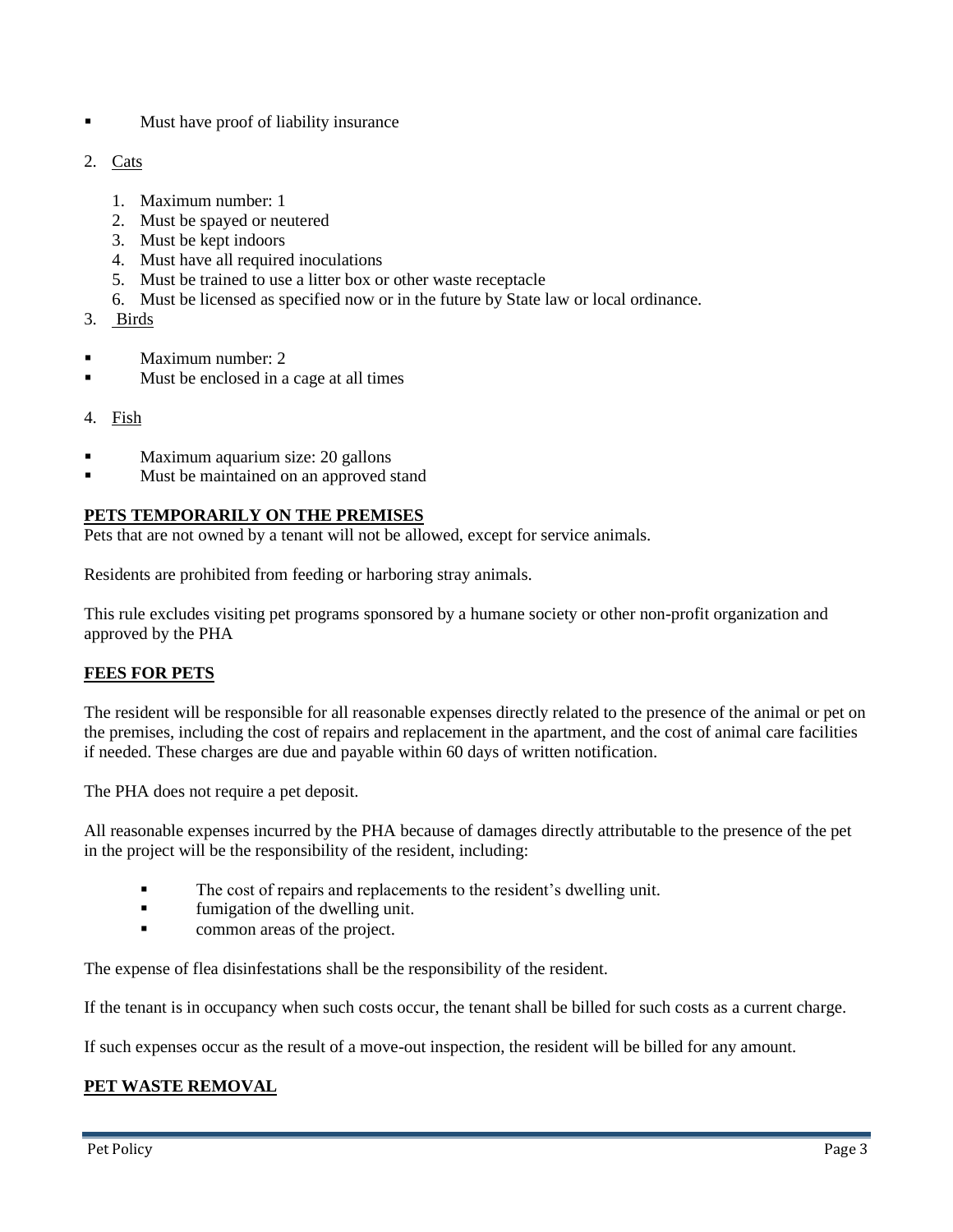- Must have proof of liability insurance

2. Cats

    1. Maximum number: 1
    2. Must be spayed or neutered
    3. Must be kept indoors
    4. Must have all required inoculations
    5. Must be trained to use a litter box or other waste receptacle
    6. Must be licensed as specified now or in the future by State law or local ordinance.

3. Birds

- Maximum number: 2
- Must be enclosed in a cage at all times

4. Fish

- Maximum aquarium size: 20 gallons
- Must be maintained on an approved stand

**PETS TEMPORARILY ON THE PREMISES**

Pets that are not owned by a tenant will not be allowed, except for service animals.

Residents are prohibited from feeding or harboring stray animals.

This rule excludes visiting pet programs sponsored by a humane society or other non-profit organization and approved by the PHA

**FEES FOR PETS**

The resident will be responsible for all reasonable expenses directly related to the presence of the animal or pet on the premises, including the cost of repairs and replacement in the apartment, and the cost of animal care facilities if needed. These charges are due and payable within 60 days of written notification.

The PHA does not require a pet deposit.

All reasonable expenses incurred by the PHA because of damages directly attributable to the presence of the pet in the project will be the responsibility of the resident, including:

- The cost of repairs and replacements to the resident's dwelling unit.
- fumigation of the dwelling unit.
- common areas of the project.

The expense of flea disinfestations shall be the responsibility of the resident.

If the tenant is in occupancy when such costs occur, the tenant shall be billed for such costs as a current charge.

If such expenses occur as the result of a move-out inspection, the resident will be billed for any amount.

**PET WASTE REMOVAL**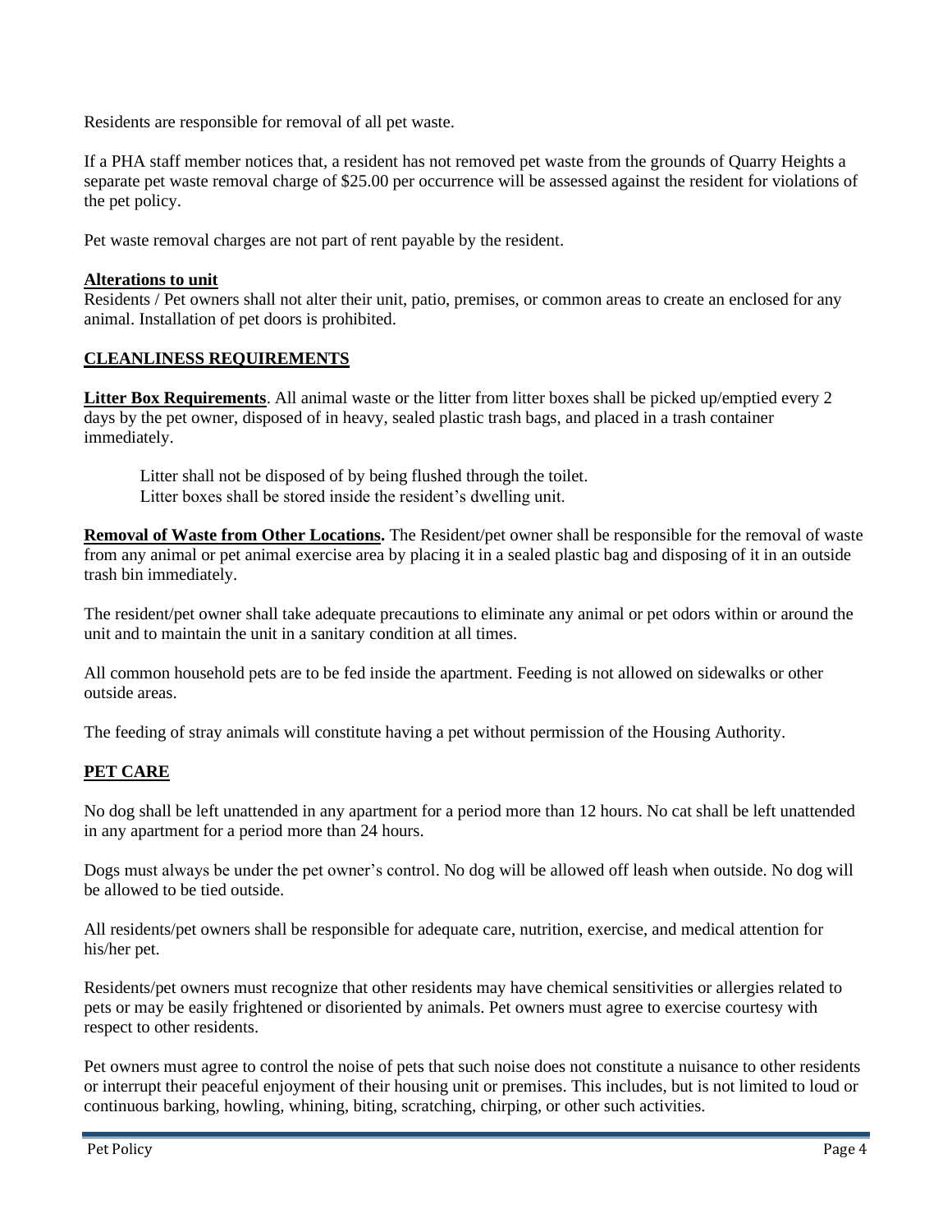Residents are responsible for removal of all pet waste.

If a PHA staff member notices that, a resident has not removed pet waste from the grounds of Quarry Heights a separate pet waste removal charge of $25.00 per occurrence will be assessed against the resident for violations of the pet policy.

Pet waste removal charges are not part of rent payable by the resident.

**Alterations to unit**

Residents / Pet owners shall not alter their unit, patio, premises, or common areas to create an enclosed for any animal. Installation of pet doors is prohibited.

## CLEANLINESS REQUIREMENTS

**Litter Box Requirements**. All animal waste or the litter from litter boxes shall be picked up/emptied every 2 days by the pet owner, disposed of in heavy, sealed plastic trash bags, and placed in a trash container immediately.

Litter shall not be disposed of by being flushed through the toilet.
Litter boxes shall be stored inside the resident's dwelling unit.

**Removal of Waste from Other Locations.** The Resident/pet owner shall be responsible for the removal of waste from any animal or pet animal exercise area by placing it in a sealed plastic bag and disposing of it in an outside trash bin immediately.

The resident/pet owner shall take adequate precautions to eliminate any animal or pet odors within or around the unit and to maintain the unit in a sanitary condition at all times.

All common household pets are to be fed inside the apartment. Feeding is not allowed on sidewalks or other outside areas.

The feeding of stray animals will constitute having a pet without permission of the Housing Authority.

## PET CARE

No dog shall be left unattended in any apartment for a period more than 12 hours. No cat shall be left unattended in any apartment for a period more than 24 hours.

Dogs must always be under the pet owner's control. No dog will be allowed off leash when outside. No dog will be allowed to be tied outside.

All residents/pet owners shall be responsible for adequate care, nutrition, exercise, and medical attention for his/her pet.

Residents/pet owners must recognize that other residents may have chemical sensitivities or allergies related to pets or may be easily frightened or disoriented by animals. Pet owners must agree to exercise courtesy with respect to other residents.

Pet owners must agree to control the noise of pets that such noise does not constitute a nuisance to other residents or interrupt their peaceful enjoyment of their housing unit or premises. This includes, but is not limited to loud or continuous barking, howling, whining, biting, scratching, chirping, or other such activities.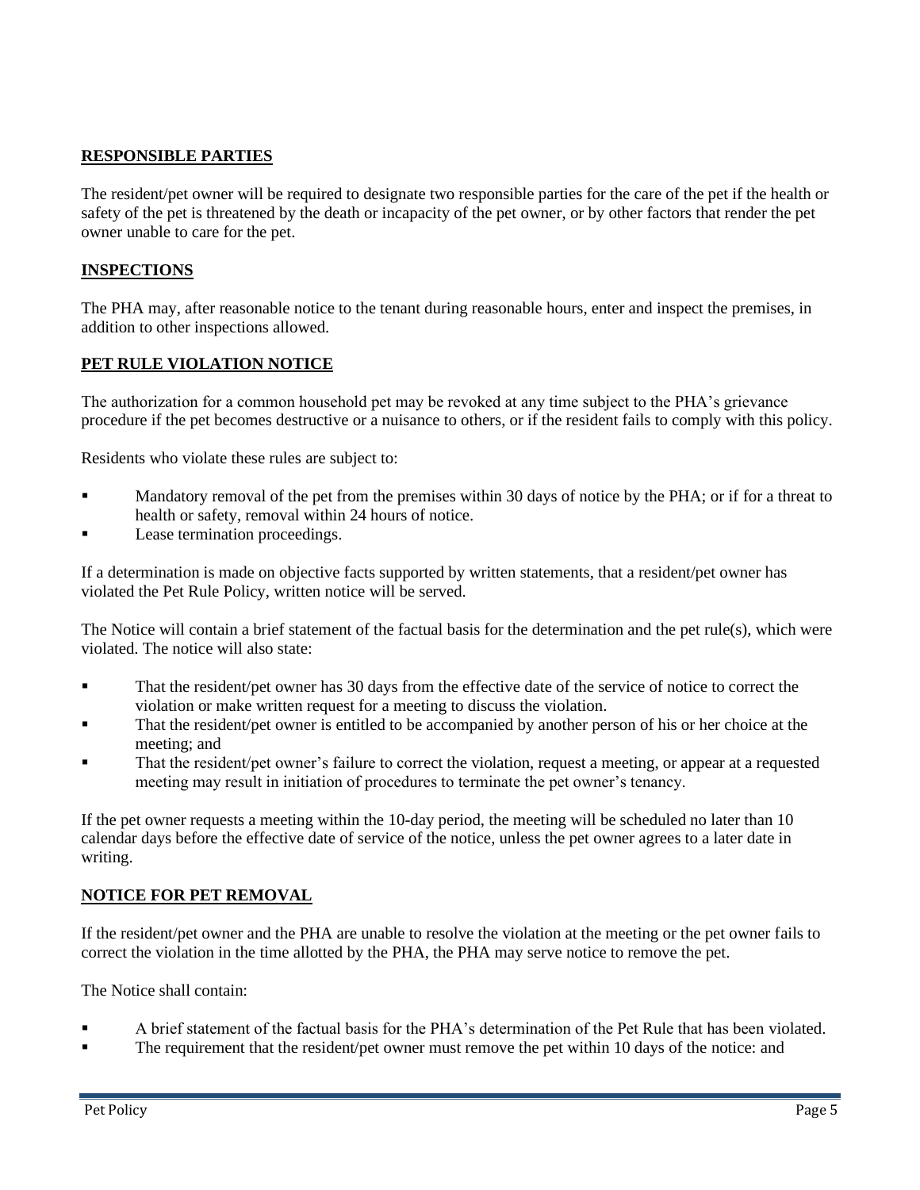## RESPONSIBLE PARTIES

The resident/pet owner will be required to designate two responsible parties for the care of the pet if the health or safety of the pet is threatened by the death or incapacity of the pet owner, or by other factors that render the pet owner unable to care for the pet.

## INSPECTIONS

The PHA may, after reasonable notice to the tenant during reasonable hours, enter and inspect the premises, in addition to other inspections allowed.

## PET RULE VIOLATION NOTICE

The authorization for a common household pet may be revoked at any time subject to the PHA's grievance procedure if the pet becomes destructive or a nuisance to others, or if the resident fails to comply with this policy.

Residents who violate these rules are subject to:

- Mandatory removal of the pet from the premises within 30 days of notice by the PHA; or if for a threat to health or safety, removal within 24 hours of notice.
- Lease termination proceedings.

If a determination is made on objective facts supported by written statements, that a resident/pet owner has violated the Pet Rule Policy, written notice will be served.

The Notice will contain a brief statement of the factual basis for the determination and the pet rule(s), which were violated. The notice will also state:

- That the resident/pet owner has 30 days from the effective date of the service of notice to correct the violation or make written request for a meeting to discuss the violation.
- That the resident/pet owner is entitled to be accompanied by another person of his or her choice at the meeting; and
- That the resident/pet owner's failure to correct the violation, request a meeting, or appear at a requested meeting may result in initiation of procedures to terminate the pet owner's tenancy.

If the pet owner requests a meeting within the 10-day period, the meeting will be scheduled no later than 10 calendar days before the effective date of service of the notice, unless the pet owner agrees to a later date in writing.

## NOTICE FOR PET REMOVAL

If the resident/pet owner and the PHA are unable to resolve the violation at the meeting or the pet owner fails to correct the violation in the time allotted by the PHA, the PHA may serve notice to remove the pet.

The Notice shall contain:

- A brief statement of the factual basis for the PHA's determination of the Pet Rule that has been violated.
- The requirement that the resident/pet owner must remove the pet within 10 days of the notice: and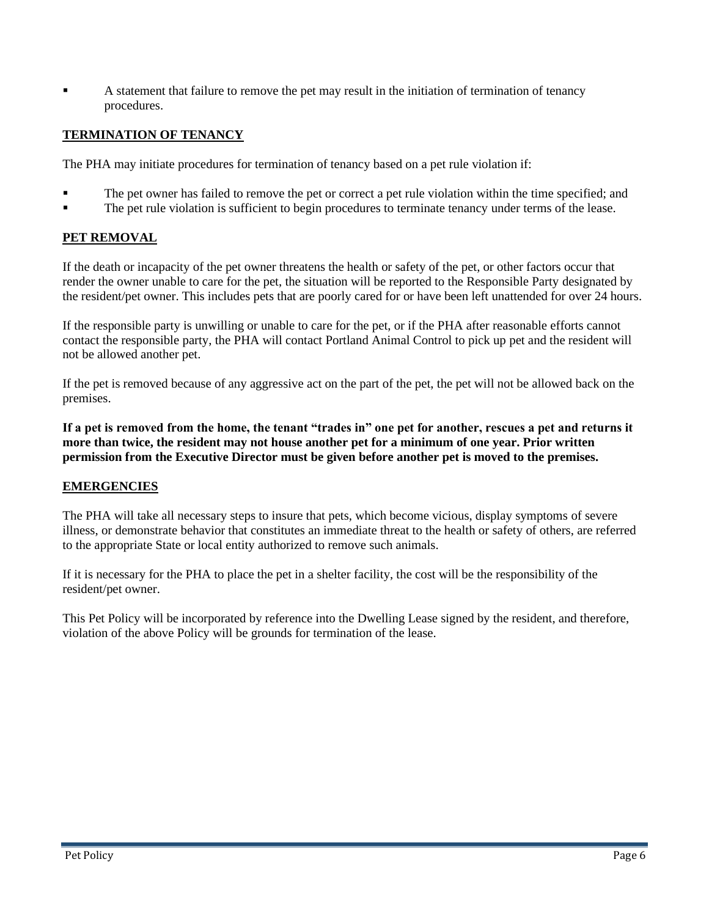- A statement that failure to remove the pet may result in the initiation of termination of tenancy procedures.

## TERMINATION OF TENANCY

The PHA may initiate procedures for termination of tenancy based on a pet rule violation if:

- The pet owner has failed to remove the pet or correct a pet rule violation within the time specified; and
- The pet rule violation is sufficient to begin procedures to terminate tenancy under terms of the lease.

## PET REMOVAL

If the death or incapacity of the pet owner threatens the health or safety of the pet, or other factors occur that render the owner unable to care for the pet, the situation will be reported to the Responsible Party designated by the resident/pet owner. This includes pets that are poorly cared for or have been left unattended for over 24 hours.

If the responsible party is unwilling or unable to care for the pet, or if the PHA after reasonable efforts cannot contact the responsible party, the PHA will contact Portland Animal Control to pick up pet and the resident will not be allowed another pet.

If the pet is removed because of any aggressive act on the part of the pet, the pet will not be allowed back on the premises.

**If a pet is removed from the home, the tenant "trades in" one pet for another, rescues a pet and returns it more than twice, the resident may not house another pet for a minimum of one year. Prior written permission from the Executive Director must be given before another pet is moved to the premises.**

## EMERGENCIES

The PHA will take all necessary steps to insure that pets, which become vicious, display symptoms of severe illness, or demonstrate behavior that constitutes an immediate threat to the health or safety of others, are referred to the appropriate State or local entity authorized to remove such animals.

If it is necessary for the PHA to place the pet in a shelter facility, the cost will be the responsibility of the resident/pet owner.

This Pet Policy will be incorporated by reference into the Dwelling Lease signed by the resident, and therefore, violation of the above Policy will be grounds for termination of the lease.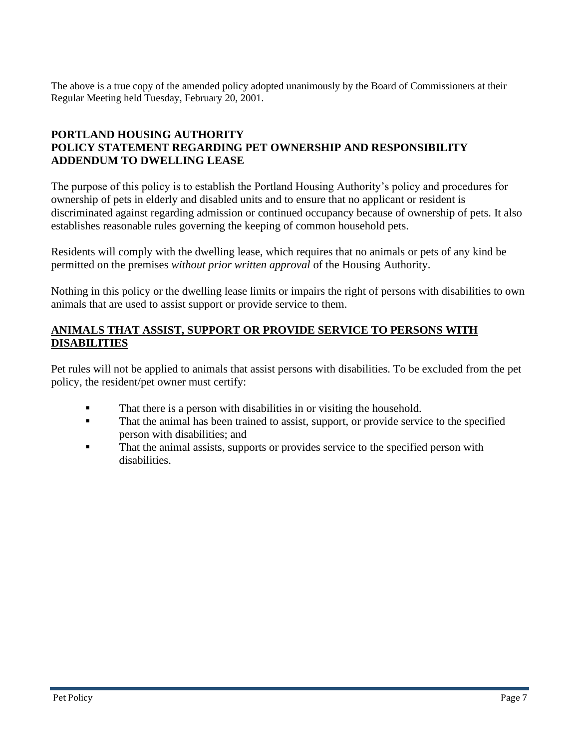The above is a true copy of the amended policy adopted unanimously by the Board of Commissioners at their Regular Meeting held Tuesday, February 20, 2001.

**PORTLAND HOUSING AUTHORITY**
**POLICY STATEMENT REGARDING PET OWNERSHIP AND RESPONSIBILITY**
**ADDENDUM TO DWELLING LEASE**

The purpose of this policy is to establish the Portland Housing Authority's policy and procedures for ownership of pets in elderly and disabled units and to ensure that no applicant or resident is discriminated against regarding admission or continued occupancy because of ownership of pets. It also establishes reasonable rules governing the keeping of common household pets.

Residents will comply with the dwelling lease, which requires that no animals or pets of any kind be permitted on the premises *without prior written approval* of the Housing Authority.

Nothing in this policy or the dwelling lease limits or impairs the right of persons with disabilities to own animals that are used to assist support or provide service to them.

## ANIMALS THAT ASSIST, SUPPORT OR PROVIDE SERVICE TO PERSONS WITH DISABILITIES

Pet rules will not be applied to animals that assist persons with disabilities. To be excluded from the pet policy, the resident/pet owner must certify:

- That there is a person with disabilities in or visiting the household.
- That the animal has been trained to assist, support, or provide service to the specified person with disabilities; and
- That the animal assists, supports or provides service to the specified person with disabilities.